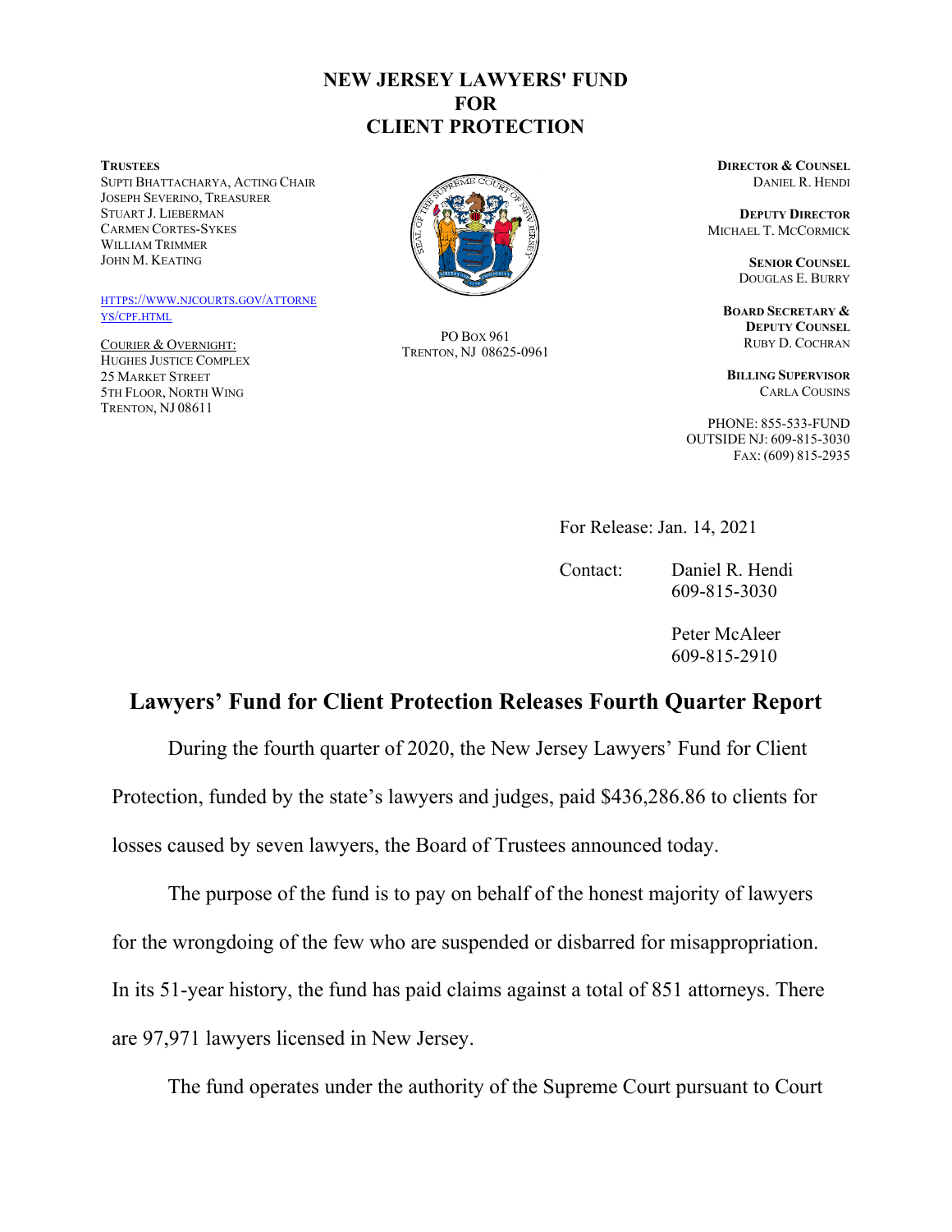# NEW JERSEY LAWYERS' FUND FOR CLIENT PROTECTION

**TRUSTEES**
SUPTI BHATTACHARYA, ACTING CHAIR
JOSEPH SEVERINO, TREASURER
STUART J. LIEBERMAN
CARMEN CORTES-SYKES
WILLIAM TRIMMER
JOHN M. KEATING

HTTPS://WWW.NJCOURTS.GOV/ATTORNEYS/CPF.HTML

COURIER & OVERNIGHT:
HUGHES JUSTICE COMPLEX
25 MARKET STREET
5TH FLOOR, NORTH WING
TRENTON, NJ 08611

PO BOX 961
TRENTON, NJ 08625-0961

**DIRECTOR & COUNSEL**
DANIEL R. HENDI

**DEPUTY DIRECTOR**
MICHAEL T. MCCORMICK

**SENIOR COUNSEL**
DOUGLAS E. BURRY

**BOARD SECRETARY & DEPUTY COUNSEL**
RUBY D. COCHRAN

**BILLING SUPERVISOR**
CARLA COUSINS

PHONE: 855-533-FUND
OUTSIDE NJ: 609-815-3030
FAX: (609) 815-2935

For Release: Jan. 14, 2021

Contact: Daniel R. Hendi
609-815-3030

Peter McAleer
609-815-2910

## Lawyers' Fund for Client Protection Releases Fourth Quarter Report

During the fourth quarter of 2020, the New Jersey Lawyers' Fund for Client Protection, funded by the state's lawyers and judges, paid $436,286.86 to clients for losses caused by seven lawyers, the Board of Trustees announced today.

The purpose of the fund is to pay on behalf of the honest majority of lawyers for the wrongdoing of the few who are suspended or disbarred for misappropriation. In its 51-year history, the fund has paid claims against a total of 851 attorneys. There are 97,971 lawyers licensed in New Jersey.

The fund operates under the authority of the Supreme Court pursuant to Court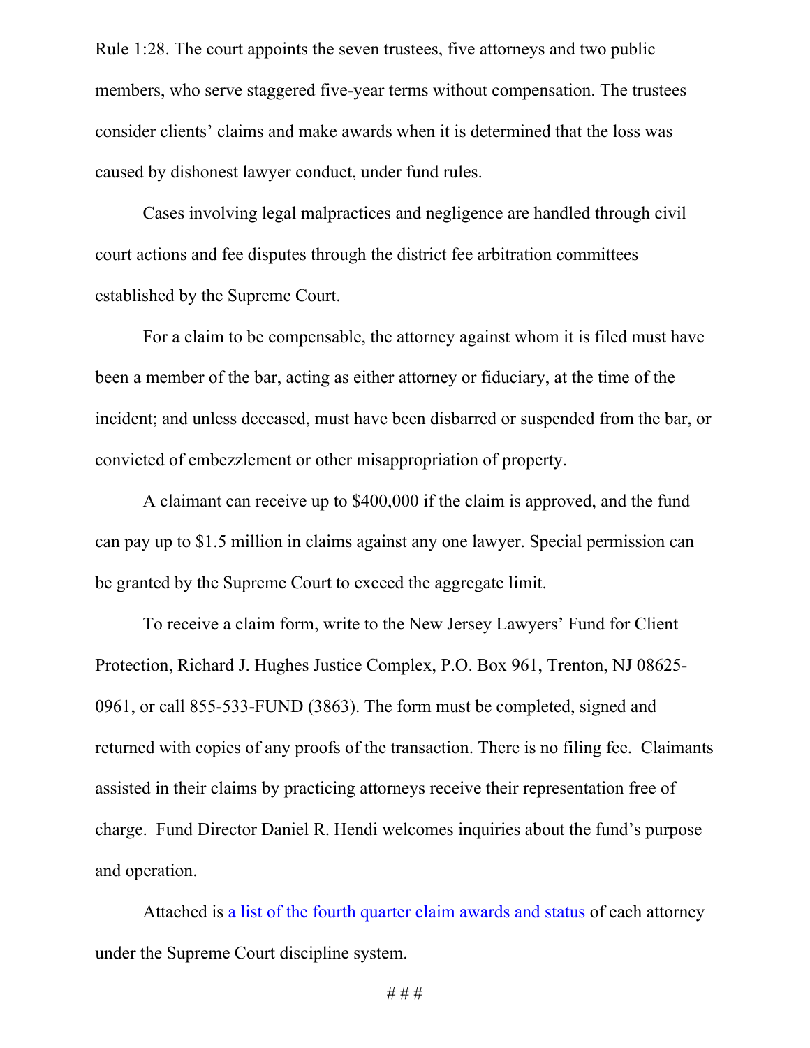Rule 1:28. The court appoints the seven trustees, five attorneys and two public members, who serve staggered five-year terms without compensation. The trustees consider clients' claims and make awards when it is determined that the loss was caused by dishonest lawyer conduct, under fund rules.

Cases involving legal malpractices and negligence are handled through civil court actions and fee disputes through the district fee arbitration committees established by the Supreme Court.

For a claim to be compensable, the attorney against whom it is filed must have been a member of the bar, acting as either attorney or fiduciary, at the time of the incident; and unless deceased, must have been disbarred or suspended from the bar, or convicted of embezzlement or other misappropriation of property.

A claimant can receive up to $400,000 if the claim is approved, and the fund can pay up to $1.5 million in claims against any one lawyer. Special permission can be granted by the Supreme Court to exceed the aggregate limit.

To receive a claim form, write to the New Jersey Lawyers' Fund for Client Protection, Richard J. Hughes Justice Complex, P.O. Box 961, Trenton, NJ 08625-0961, or call 855-533-FUND (3863). The form must be completed, signed and returned with copies of any proofs of the transaction. There is no filing fee. Claimants assisted in their claims by practicing attorneys receive their representation free of charge. Fund Director Daniel R. Hendi welcomes inquiries about the fund's purpose and operation.

Attached is a list of the fourth quarter claim awards and status of each attorney under the Supreme Court discipline system.

# # #